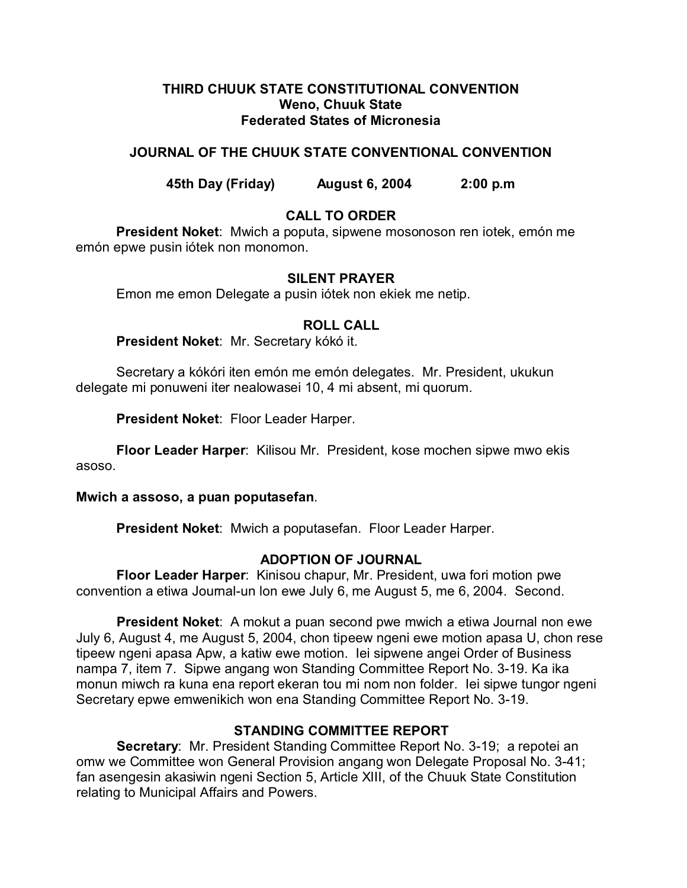# THIRD CHUUK STATE CONSTITUTIONAL CONVENTION
## Weno, Chuuk State
## Federated States of Micronesia

## JOURNAL OF THE CHUUK STATE CONVENTIONAL CONVENTION

**45th Day (Friday) August 6, 2004 2:00 p.m**

### CALL TO ORDER

**President Noket**: Mwich a poputa, sipwene mosonoson ren iotek, emón me emón epwe pusin iótek non monomon.

### SILENT PRAYER

Emon me emon Delegate a pusin iótek non ekiek me netip.

### ROLL CALL

**President Noket**: Mr. Secretary kókó it.

Secretary a kókóri iten emón me emón delegates. Mr. President, ukukun delegate mi ponuweni iter nealowasei 10, 4 mi absent, mi quorum.

**President Noket**: Floor Leader Harper.

**Floor Leader Harper**: Kilisou Mr. President, kose mochen sipwe mwo ekis asoso.

**Mwich a assoso, a puan poputasefan**.

**President Noket**: Mwich a poputasefan. Floor Leader Harper.

### ADOPTION OF JOURNAL

**Floor Leader Harper**: Kinisou chapur, Mr. President, uwa fori motion pwe convention a etiwa Journal-un lon ewe July 6, me August 5, me 6, 2004. Second.

**President Noket**: A mokut a puan second pwe mwich a etiwa Journal non ewe July 6, August 4, me August 5, 2004, chon tipeew ngeni ewe motion apasa U, chon rese tipeew ngeni apasa Apw, a katiw ewe motion. Iei sipwene angei Order of Business nampa 7, item 7. Sipwe angang won Standing Committee Report No. 3-19. Ka ika monun miwch ra kuna ena report ekeran tou mi nom non folder. Iei sipwe tungor ngeni Secretary epwe emwenikich won ena Standing Committee Report No. 3-19.

### STANDING COMMITTEE REPORT

**Secretary**: Mr. President Standing Committee Report No. 3-19; a repotei an omw we Committee won General Provision angang won Delegate Proposal No. 3-41; fan asengesin akasiwin ngeni Section 5, Article XIII, of the Chuuk State Constitution relating to Municipal Affairs and Powers.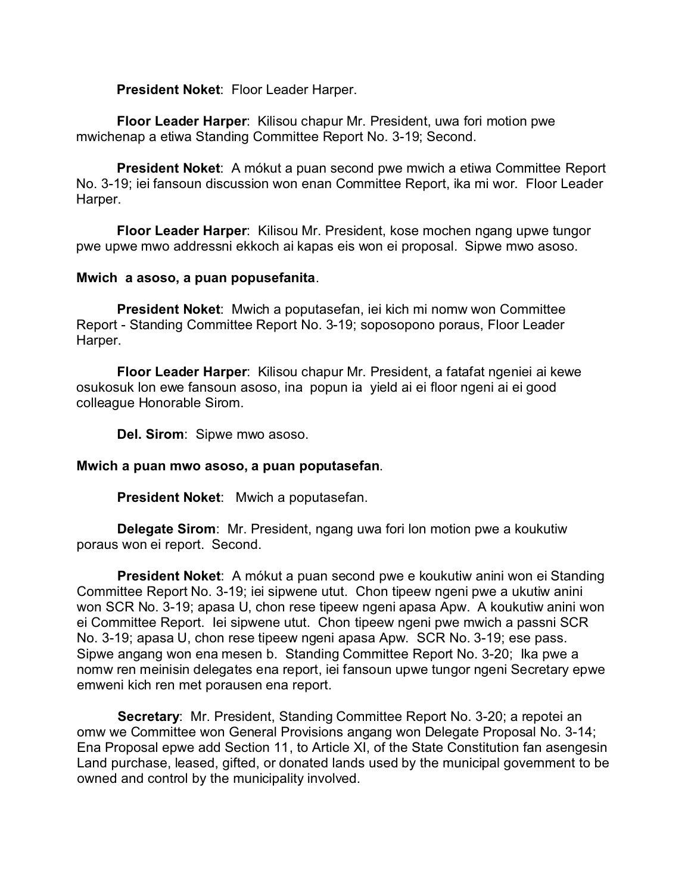**President Noket**: Floor Leader Harper.

**Floor Leader Harper**: Kilisou chapur Mr. President, uwa fori motion pwe mwichenap a etiwa Standing Committee Report No. 3-19; Second.

**President Noket**: A mókut a puan second pwe mwich a etiwa Committee Report No. 3-19; iei fansoun discussion won enan Committee Report, ika mi wor. Floor Leader Harper.

**Floor Leader Harper**: Kilisou Mr. President, kose mochen ngang upwe tungor pwe upwe mwo addressni ekkoch ai kapas eis won ei proposal. Sipwe mwo asoso.

**Mwich a asoso, a puan popusefanita**.

**President Noket**: Mwich a poputasefan, iei kich mi nomw won Committee Report - Standing Committee Report No. 3-19; soposopono poraus, Floor Leader Harper.

**Floor Leader Harper**: Kilisou chapur Mr. President, a fatafat ngeniei ai kewe osukosuk lon ewe fansoun asoso, ina popun ia yield ai ei floor ngeni ai ei good colleague Honorable Sirom.

**Del. Sirom**: Sipwe mwo asoso.

**Mwich a puan mwo asoso, a puan poputasefan**.

**President Noket**: Mwich a poputasefan.

**Delegate Sirom**: Mr. President, ngang uwa fori lon motion pwe a koukutiw poraus won ei report. Second.

**President Noket**: A mókut a puan second pwe e koukutiw anini won ei Standing Committee Report No. 3-19; iei sipwene utut. Chon tipeew ngeni pwe a ukutiw anini won SCR No. 3-19; apasa U, chon rese tipeew ngeni apasa Apw. A koukutiw anini won ei Committee Report. Iei sipwene utut. Chon tipeew ngeni pwe mwich a passni SCR No. 3-19; apasa U, chon rese tipeew ngeni apasa Apw. SCR No. 3-19; ese pass. Sipwe angang won ena mesen b. Standing Committee Report No. 3-20; Ika pwe a nomw ren meinisin delegates ena report, iei fansoun upwe tungor ngeni Secretary epwe emweni kich ren met porausen ena report.

**Secretary**: Mr. President, Standing Committee Report No. 3-20; a repotei an omw we Committee won General Provisions angang won Delegate Proposal No. 3-14; Ena Proposal epwe add Section 11, to Article XI, of the State Constitution fan asengesin Land purchase, leased, gifted, or donated lands used by the municipal government to be owned and control by the municipality involved.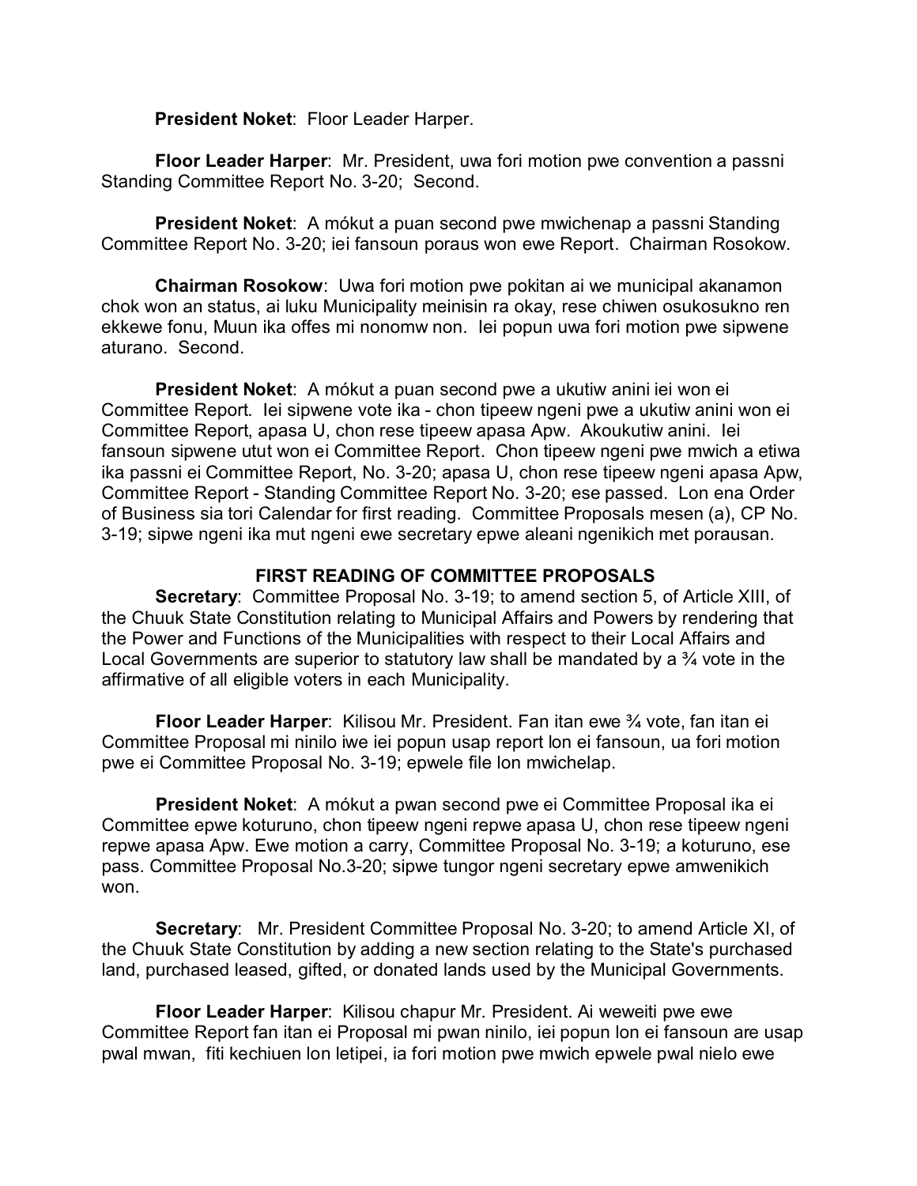**President Noket**: Floor Leader Harper.

**Floor Leader Harper**: Mr. President, uwa fori motion pwe convention a passni Standing Committee Report No. 3-20; Second.

**President Noket**: A mókut a puan second pwe mwichenap a passni Standing Committee Report No. 3-20; iei fansoun poraus won ewe Report. Chairman Rosokow.

**Chairman Rosokow**: Uwa fori motion pwe pokitan ai we municipal akanamon chok won an status, ai luku Municipality meinisin ra okay, rese chiwen osukosukno ren ekkewe fonu, Muun ika offes mi nonomw non. Iei popun uwa fori motion pwe sipwene aturano. Second.

**President Noket**: A mókut a puan second pwe a ukutiw anini iei won ei Committee Report. Iei sipwene vote ika - chon tipeew ngeni pwe a ukutiw anini won ei Committee Report, apasa U, chon rese tipeew apasa Apw. Akoukutiw anini. Iei fansoun sipwene utut won ei Committee Report. Chon tipeew ngeni pwe mwich a etiwa ika passni ei Committee Report, No. 3-20; apasa U, chon rese tipeew ngeni apasa Apw, Committee Report - Standing Committee Report No. 3-20; ese passed. Lon ena Order of Business sia tori Calendar for first reading. Committee Proposals mesen (a), CP No. 3-19; sipwe ngeni ika mut ngeni ewe secretary epwe aleani ngenikich met porausan.

## FIRST READING OF COMMITTEE PROPOSALS

**Secretary**: Committee Proposal No. 3-19; to amend section 5, of Article XIII, of the Chuuk State Constitution relating to Municipal Affairs and Powers by rendering that the Power and Functions of the Municipalities with respect to their Local Affairs and Local Governments are superior to statutory law shall be mandated by a ¾ vote in the affirmative of all eligible voters in each Municipality.

**Floor Leader Harper**: Kilisou Mr. President. Fan itan ewe ¾ vote, fan itan ei Committee Proposal mi ninilo iwe iei popun usap report lon ei fansoun, ua fori motion pwe ei Committee Proposal No. 3-19; epwele file lon mwichelap.

**President Noket**: A mókut a pwan second pwe ei Committee Proposal ika ei Committee epwe koturuno, chon tipeew ngeni repwe apasa U, chon rese tipeew ngeni repwe apasa Apw. Ewe motion a carry, Committee Proposal No. 3-19; a koturuno, ese pass. Committee Proposal No.3-20; sipwe tungor ngeni secretary epwe amwenikich won.

**Secretary**: Mr. President Committee Proposal No. 3-20; to amend Article XI, of the Chuuk State Constitution by adding a new section relating to the State's purchased land, purchased leased, gifted, or donated lands used by the Municipal Governments.

**Floor Leader Harper**: Kilisou chapur Mr. President. Ai weweiti pwe ewe Committee Report fan itan ei Proposal mi pwan ninilo, iei popun lon ei fansoun are usap pwal mwan, fiti kechiuen lon letipei, ia fori motion pwe mwich epwele pwal nielo ewe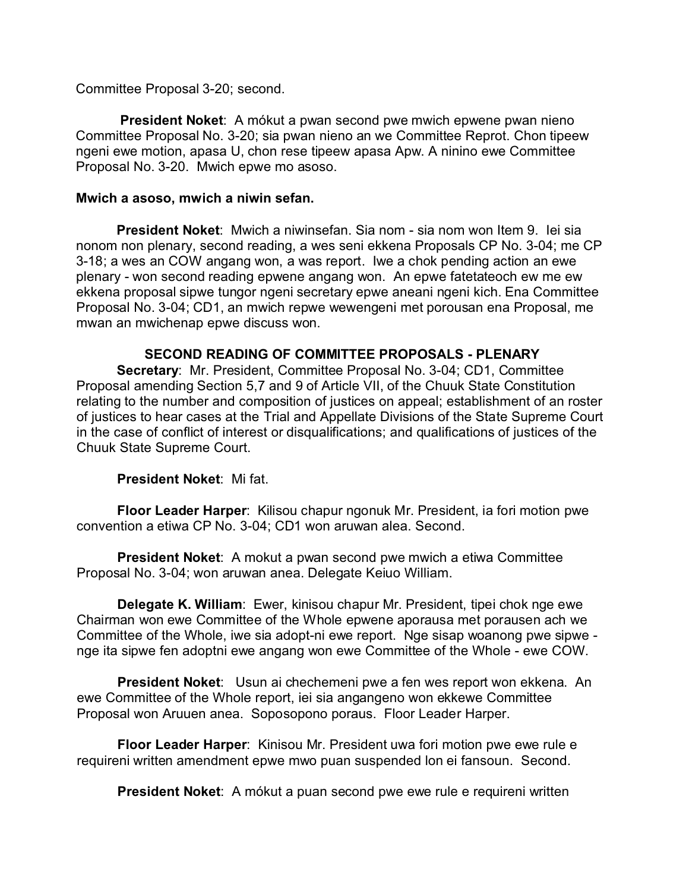Committee Proposal 3-20; second.

**President Noket**: A mókut a pwan second pwe mwich epwene pwan nieno Committee Proposal No. 3-20; sia pwan nieno an we Committee Reprot. Chon tipeew ngeni ewe motion, apasa U, chon rese tipeew apasa Apw. A ninino ewe Committee Proposal No. 3-20. Mwich epwe mo asoso.

**Mwich a asoso, mwich a niwin sefan.**

**President Noket**: Mwich a niwinsefan. Sia nom - sia nom won Item 9. Iei sia nonom non plenary, second reading, a wes seni ekkena Proposals CP No. 3-04; me CP 3-18; a wes an COW angang won, a was report. Iwe a chok pending action an ewe plenary - won second reading epwene angang won. An epwe fetetateoch ew me ew ekkena proposal sipwe tungor ngeni secretary epwe aneani ngeni kich. Ena Committee Proposal No. 3-04; CD1, an mwich repwe wewengeni met porousan ena Proposal, me mwan an mwichenap epwe discuss won.

**SECOND READING OF COMMITTEE PROPOSALS - PLENARY**

**Secretary**: Mr. President, Committee Proposal No. 3-04; CD1, Committee Proposal amending Section 5,7 and 9 of Article VII, of the Chuuk State Constitution relating to the number and composition of justices on appeal; establishment of an roster of justices to hear cases at the Trial and Appellate Divisions of the State Supreme Court in the case of conflict of interest or disqualifications; and qualifications of justices of the Chuuk State Supreme Court.

**President Noket**: Mi fat.

**Floor Leader Harper**: Kilisou chapur ngonuk Mr. President, ia fori motion pwe convention a etiwa CP No. 3-04; CD1 won aruwan alea. Second.

**President Noket**: A mokut a pwan second pwe mwich a etiwa Committee Proposal No. 3-04; won aruwan anea. Delegate Keiuo William.

**Delegate K. William**: Ewer, kinisou chapur Mr. President, tipei chok nge ewe Chairman won ewe Committee of the Whole epwene aporausa met porausen ach we Committee of the Whole, iwe sia adopt-ni ewe report. Nge sisap woanong pwe sipwe - nge ita sipwe fen adoptni ewe angang won ewe Committee of the Whole - ewe COW.

**President Noket**: Usun ai chechemeni pwe a fen wes report won ekkena. An ewe Committee of the Whole report, iei sia angangeno won ekkewe Committee Proposal won Aruuen anea. Soposopono poraus. Floor Leader Harper.

**Floor Leader Harper**: Kinisou Mr. President uwa fori motion pwe ewe rule e requireni written amendment epwe mwo puan suspended lon ei fansoun. Second.

**President Noket**: A mókut a puan second pwe ewe rule e requireni written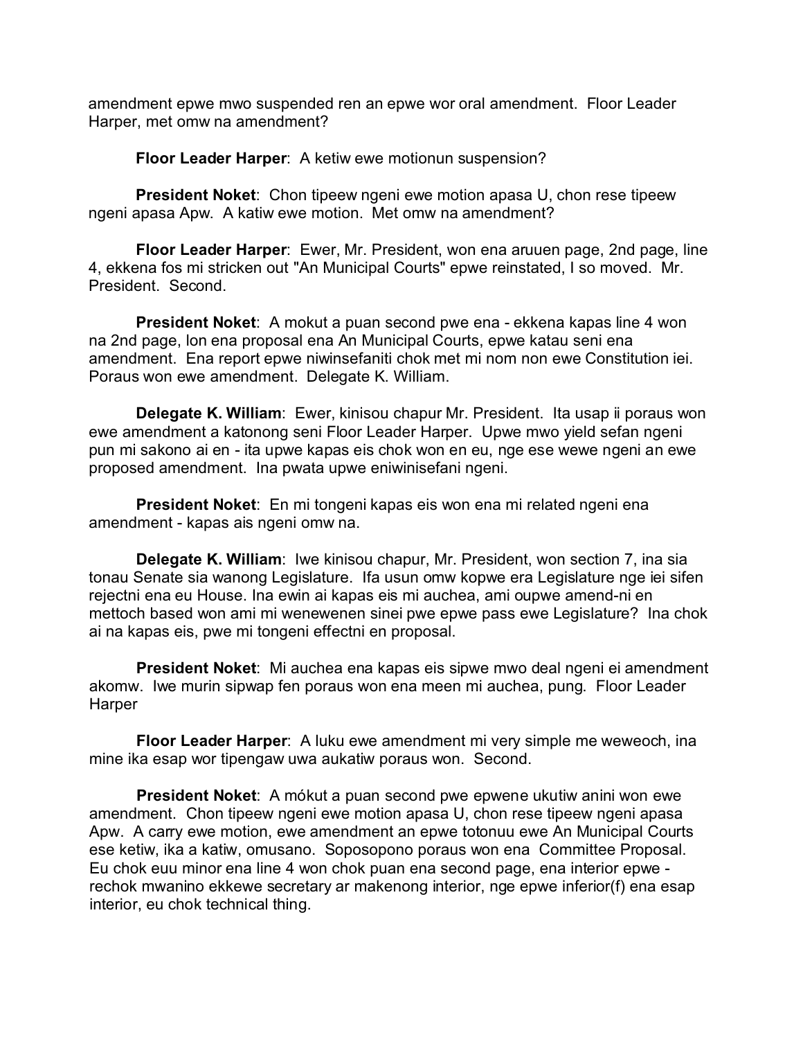amendment epwe mwo suspended ren an epwe wor oral amendment. Floor Leader Harper, met omw na amendment?

**Floor Leader Harper**: A ketiw ewe motionun suspension?

**President Noket**: Chon tipeew ngeni ewe motion apasa U, chon rese tipeew ngeni apasa Apw. A katiw ewe motion. Met omw na amendment?

**Floor Leader Harper**: Ewer, Mr. President, won ena aruuen page, 2nd page, line 4, ekkena fos mi stricken out "An Municipal Courts" epwe reinstated, I so moved. Mr. President. Second.

**President Noket**: A mokut a puan second pwe ena - ekkena kapas line 4 won na 2nd page, lon ena proposal ena An Municipal Courts, epwe katau seni ena amendment. Ena report epwe niwinsefaniti chok met mi nom non ewe Constitution iei. Poraus won ewe amendment. Delegate K. William.

**Delegate K. William**: Ewer, kinisou chapur Mr. President. Ita usap ii poraus won ewe amendment a katonong seni Floor Leader Harper. Upwe mwo yield sefan ngeni pun mi sakono ai en - ita upwe kapas eis chok won en eu, nge ese wewe ngeni an ewe proposed amendment. Ina pwata upwe eniwinisefani ngeni.

**President Noket**: En mi tongeni kapas eis won ena mi related ngeni ena amendment - kapas ais ngeni omw na.

**Delegate K. William**: Iwe kinisou chapur, Mr. President, won section 7, ina sia tonau Senate sia wanong Legislature. Ifa usun omw kopwe era Legislature nge iei sifen rejectni ena eu House. Ina ewin ai kapas eis mi auchea, ami oupwe amend-ni en mettoch based won ami mi wenewenen sinei pwe epwe pass ewe Legislature? Ina chok ai na kapas eis, pwe mi tongeni effectni en proposal.

**President Noket**: Mi auchea ena kapas eis sipwe mwo deal ngeni ei amendment akomw. Iwe murin sipwap fen poraus won ena meen mi auchea, pung. Floor Leader Harper

**Floor Leader Harper**: A luku ewe amendment mi very simple me weweoch, ina mine ika esap wor tipengaw uwa aukatiw poraus won. Second.

**President Noket**: A mókut a puan second pwe epwene ukutiw anini won ewe amendment. Chon tipeew ngeni ewe motion apasa U, chon rese tipeew ngeni apasa Apw. A carry ewe motion, ewe amendment an epwe totonuu ewe An Municipal Courts ese ketiw, ika a katiw, omusano. Soposopono poraus won ena Committee Proposal. Eu chok euu minor ena line 4 won chok puan ena second page, ena interior epwe - rechok mwanino ekkewe secretary ar makenong interior, nge epwe inferior(f) ena esap interior, eu chok technical thing.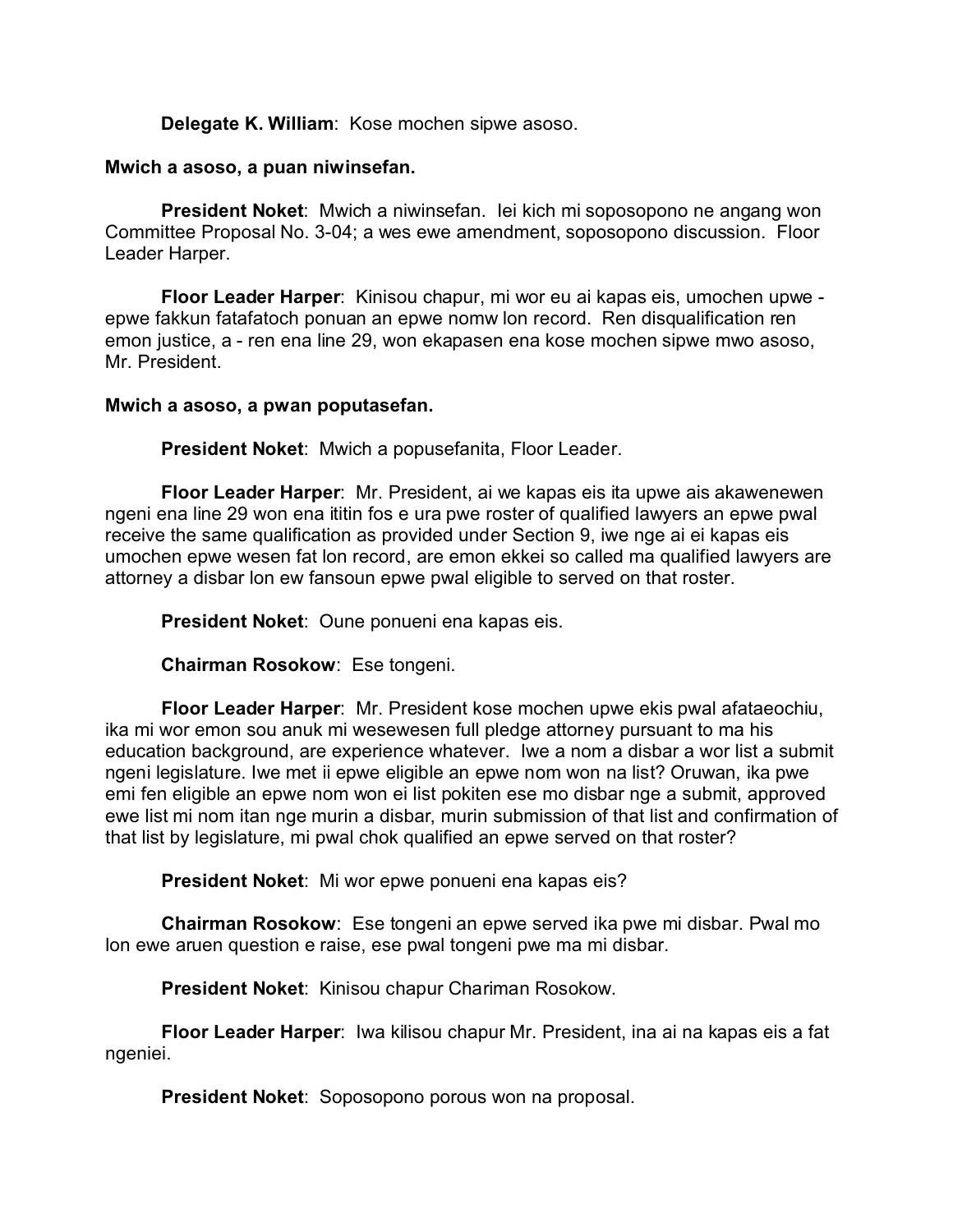**Delegate K. William**: Kose mochen sipwe asoso.

**Mwich a asoso, a puan niwinsefan.**

**President Noket**: Mwich a niwinsefan. Iei kich mi soposopono ne angang won Committee Proposal No. 3-04; a wes ewe amendment, soposopono discussion. Floor Leader Harper.

**Floor Leader Harper**: Kinisou chapur, mi wor eu ai kapas eis, umochen upwe - epwe fakkun fatafatoch ponuan an epwe nomw lon record. Ren disqualification ren emon justice, a - ren ena line 29, won ekapasen ena kose mochen sipwe mwo asoso, Mr. President.

**Mwich a asoso, a pwan poputasefan.**

**President Noket**: Mwich a popusefanita, Floor Leader.

**Floor Leader Harper**: Mr. President, ai we kapas eis ita upwe ais akawenewen ngeni ena line 29 won ena ititin fos e ura pwe roster of qualified lawyers an epwe pwal receive the same qualification as provided under Section 9, iwe nge ai ei kapas eis umochen epwe wesen fat lon record, are emon ekkei so called ma qualified lawyers are attorney a disbar lon ew fansoun epwe pwal eligible to served on that roster.

**President Noket**: Oune ponueni ena kapas eis.

**Chairman Rosokow**: Ese tongeni.

**Floor Leader Harper**: Mr. President kose mochen upwe ekis pwal afataeochiu, ika mi wor emon sou anuk mi wesewesen full pledge attorney pursuant to ma his education background, are experience whatever. Iwe a nom a disbar a wor list a submit ngeni legislature. Iwe met ii epwe eligible an epwe nom won na list? Oruwan, ika pwe emi fen eligible an epwe nom won ei list pokiten ese mo disbar nge a submit, approved ewe list mi nom itan nge murin a disbar, murin submission of that list and confirmation of that list by legislature, mi pwal chok qualified an epwe served on that roster?

**President Noket**: Mi wor epwe ponueni ena kapas eis?

**Chairman Rosokow**: Ese tongeni an epwe served ika pwe mi disbar. Pwal mo lon ewe aruen question e raise, ese pwal tongeni pwe ma mi disbar.

**President Noket**: Kinisou chapur Chariman Rosokow.

**Floor Leader Harper**: Iwa kilisou chapur Mr. President, ina ai na kapas eis a fat ngeniei.

**President Noket**: Soposopono porous won na proposal.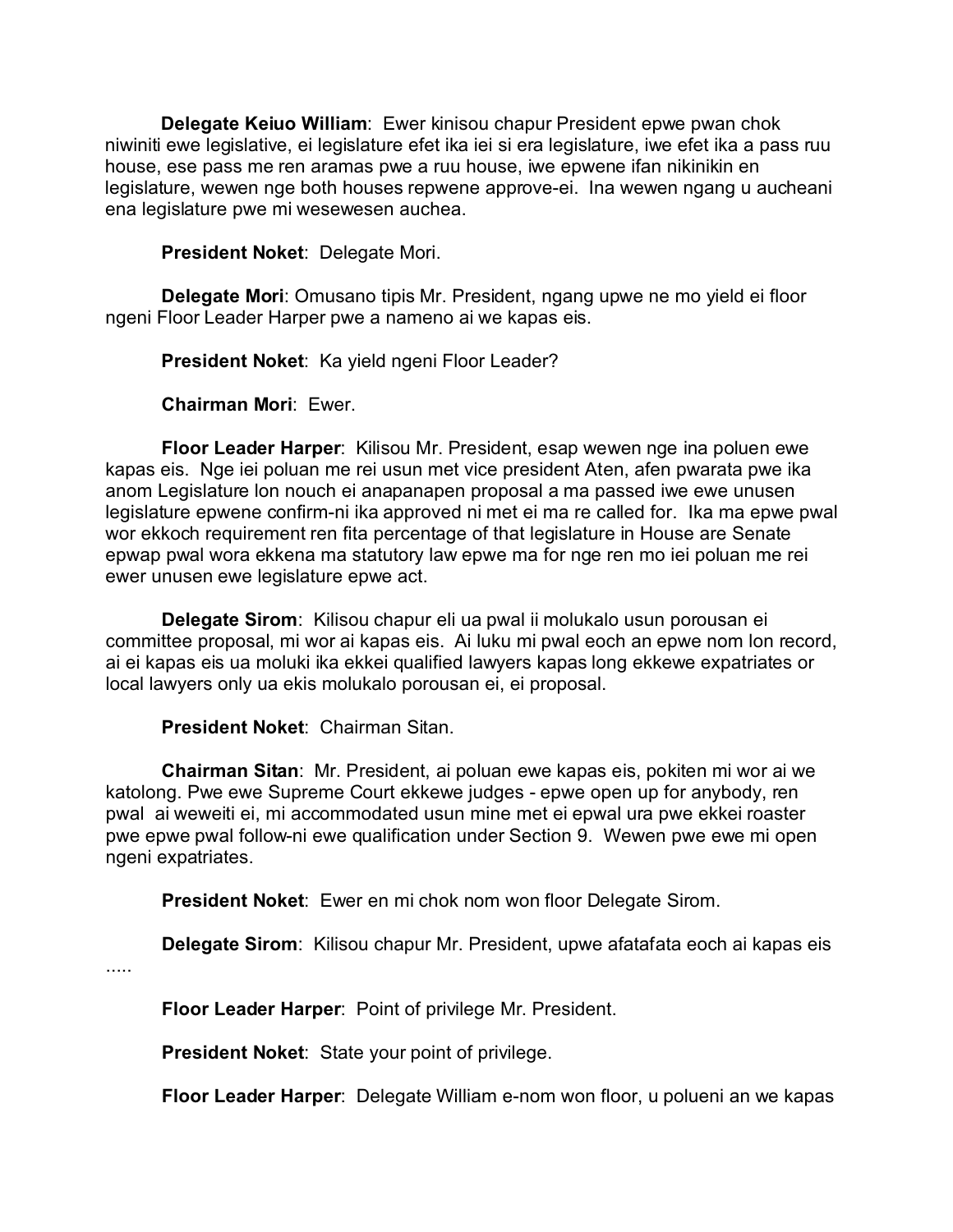**Delegate Keiuo William**: Ewer kinisou chapur President epwe pwan chok niwiniti ewe legislative, ei legislature efet ika iei si era legislature, iwe efet ika a pass ruu house, ese pass me ren aramas pwe a ruu house, iwe epwene ifan nikinikin en legislature, wewen nge both houses repwene approve-ei. Ina wewen ngang u aucheani ena legislature pwe mi wesewesen auchea.

**President Noket**: Delegate Mori.

**Delegate Mori**: Omusano tipis Mr. President, ngang upwe ne mo yield ei floor ngeni Floor Leader Harper pwe a nameno ai we kapas eis.

**President Noket**: Ka yield ngeni Floor Leader?

**Chairman Mori**: Ewer.

**Floor Leader Harper**: Kilisou Mr. President, esap wewen nge ina poluen ewe kapas eis. Nge iei poluan me rei usun met vice president Aten, afen pwarata pwe ika anom Legislature lon nouch ei anapanapen proposal a ma passed iwe ewe unusen legislature epwene confirm-ni ika approved ni met ei ma re called for. Ika ma epwe pwal wor ekkoch requirement ren fita percentage of that legislature in House are Senate epwap pwal wora ekkena ma statutory law epwe ma for nge ren mo iei poluan me rei ewer unusen ewe legislature epwe act.

**Delegate Sirom**: Kilisou chapur eli ua pwal ii molukalo usun porousan ei committee proposal, mi wor ai kapas eis. Ai luku mi pwal eoch an epwe nom lon record, ai ei kapas eis ua moluki ika ekkei qualified lawyers kapas long ekkewe expatriates or local lawyers only ua ekis molukalo porousan ei, ei proposal.

**President Noket**: Chairman Sitan.

**Chairman Sitan**: Mr. President, ai poluan ewe kapas eis, pokiten mi wor ai we katolong. Pwe ewe Supreme Court ekkewe judges - epwe open up for anybody, ren pwal ai weweiti ei, mi accommodated usun mine met ei epwal ura pwe ekkei roaster pwe epwe pwal follow-ni ewe qualification under Section 9. Wewen pwe ewe mi open ngeni expatriates.

**President Noket**: Ewer en mi chok nom won floor Delegate Sirom.

**Delegate Sirom**: Kilisou chapur Mr. President, upwe afatafata eoch ai kapas eis .....

**Floor Leader Harper**: Point of privilege Mr. President.

**President Noket**: State your point of privilege.

**Floor Leader Harper**: Delegate William e-nom won floor, u polueni an we kapas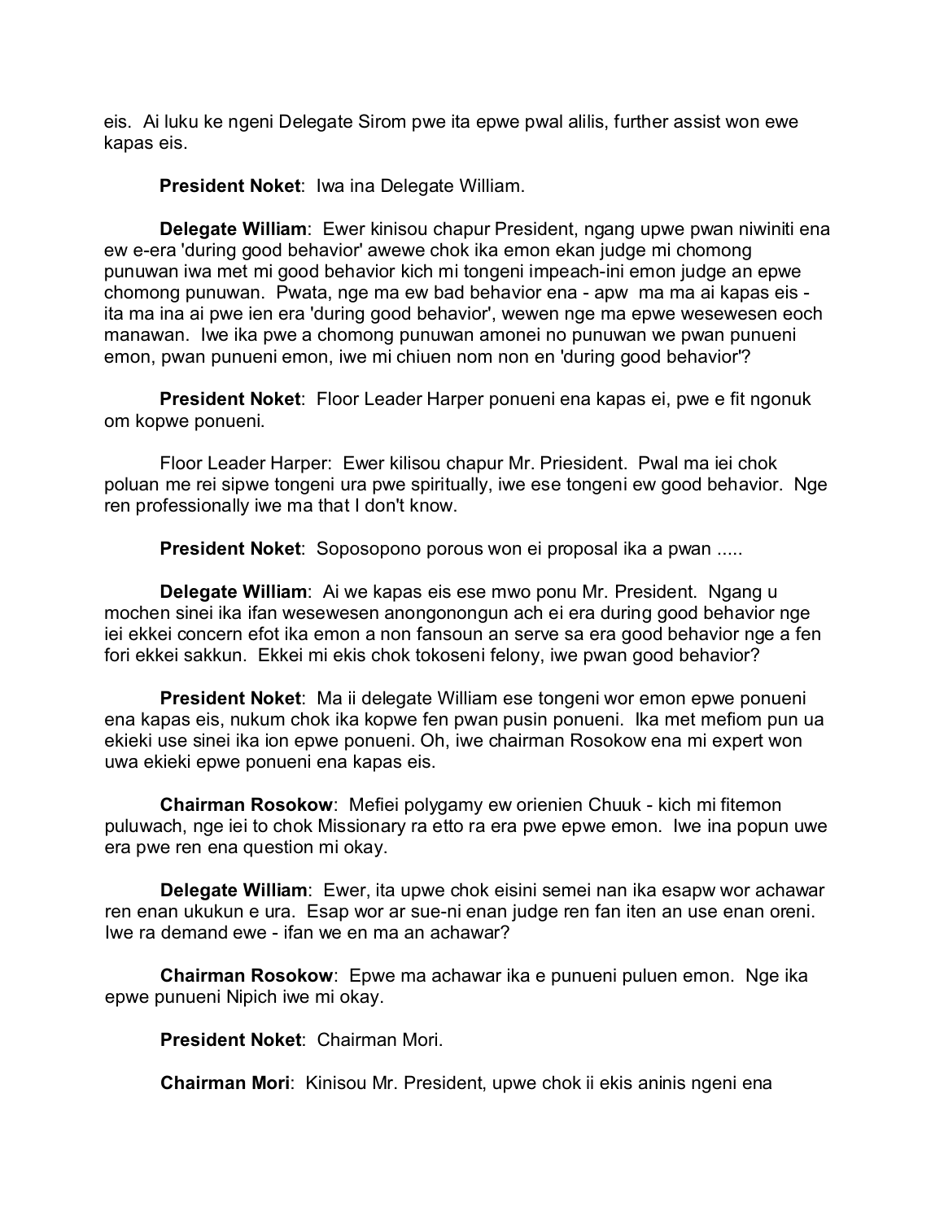eis. Ai luku ke ngeni Delegate Sirom pwe ita epwe pwal alilis, further assist won ewe kapas eis.

**President Noket**: Iwa ina Delegate William.

**Delegate William**: Ewer kinisou chapur President, ngang upwe pwan niwiniti ena ew e-era 'during good behavior' awewe chok ika emon ekan judge mi chomong punuwan iwa met mi good behavior kich mi tongeni impeach-ini emon judge an epwe chomong punuwan. Pwata, nge ma ew bad behavior ena - apw ma ma ai kapas eis - ita ma ina ai pwe ien era 'during good behavior', wewen nge ma epwe wesewesen eoch manawan. Iwe ika pwe a chomong punuwan amonei no punuwan we pwan punueni emon, pwan punueni emon, iwe mi chiuen nom non en 'during good behavior'?

**President Noket**: Floor Leader Harper ponueni ena kapas ei, pwe e fit ngonuk om kopwe ponueni.

Floor Leader Harper: Ewer kilisou chapur Mr. Priesident. Pwal ma iei chok poluan me rei sipwe tongeni ura pwe spiritually, iwe ese tongeni ew good behavior. Nge ren professionally iwe ma that I don't know.

**President Noket**: Soposopono porous won ei proposal ika a pwan .....

**Delegate William**: Ai we kapas eis ese mwo ponu Mr. President. Ngang u mochen sinei ika ifan wesewesen anongonongun ach ei era during good behavior nge iei ekkei concern efot ika emon a non fansoun an serve sa era good behavior nge a fen fori ekkei sakkun. Ekkei mi ekis chok tokoseni felony, iwe pwan good behavior?

**President Noket**: Ma ii delegate William ese tongeni wor emon epwe ponueni ena kapas eis, nukum chok ika kopwe fen pwan pusin ponueni. Ika met mefiom pun ua ekieki use sinei ika ion epwe ponueni. Oh, iwe chairman Rosokow ena mi expert won uwa ekieki epwe ponueni ena kapas eis.

**Chairman Rosokow**: Mefiei polygamy ew orienien Chuuk - kich mi fitemon puluwach, nge iei to chok Missionary ra etto ra era pwe epwe emon. Iwe ina popun uwe era pwe ren ena question mi okay.

**Delegate William**: Ewer, ita upwe chok eisini semei nan ika esapw wor achawar ren enan ukukun e ura. Esap wor ar sue-ni enan judge ren fan iten an use enan oreni. Iwe ra demand ewe - ifan we en ma an achawar?

**Chairman Rosokow**: Epwe ma achawar ika e punueni puluen emon. Nge ika epwe punueni Nipich iwe mi okay.

**President Noket**: Chairman Mori.

**Chairman Mori**: Kinisou Mr. President, upwe chok ii ekis aninis ngeni ena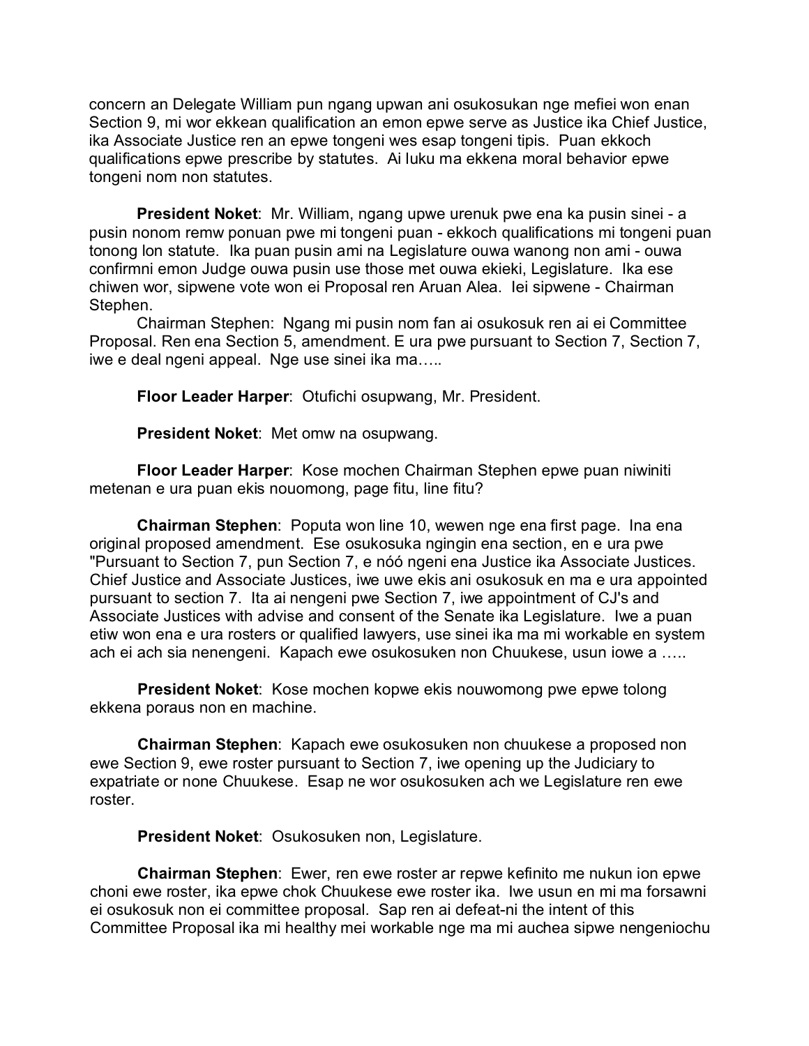concern an Delegate William pun ngang upwan ani osukosukan nge mefiei won enan Section 9, mi wor ekkean qualification an emon epwe serve as Justice ika Chief Justice, ika Associate Justice ren an epwe tongeni wes esap tongeni tipis. Puan ekkoch qualifications epwe prescribe by statutes. Ai luku ma ekkena moral behavior epwe tongeni nom non statutes.

**President Noket**: Mr. William, ngang upwe urenuk pwe ena ka pusin sinei - a pusin nonom remw ponuan pwe mi tongeni puan - ekkoch qualifications mi tongeni puan tonong lon statute. Ika puan pusin ami na Legislature ouwa wanong non ami - ouwa confirmni emon Judge ouwa pusin use those met ouwa ekieki, Legislature. Ika ese chiwen wor, sipwene vote won ei Proposal ren Aruan Alea. Iei sipwene - Chairman Stephen.

Chairman Stephen: Ngang mi pusin nom fan ai osukosuk ren ai ei Committee Proposal. Ren ena Section 5, amendment. E ura pwe pursuant to Section 7, Section 7, iwe e deal ngeni appeal. Nge use sinei ika ma…..

**Floor Leader Harper**: Otufichi osupwang, Mr. President.

**President Noket**: Met omw na osupwang.

**Floor Leader Harper**: Kose mochen Chairman Stephen epwe puan niwiniti metenan e ura puan ekis nouomong, page fitu, line fitu?

**Chairman Stephen**: Poputa won line 10, wewen nge ena first page. Ina ena original proposed amendment. Ese osukosuka ngingin ena section, en e ura pwe "Pursuant to Section 7, pun Section 7, e nóó ngeni ena Justice ika Associate Justices. Chief Justice and Associate Justices, iwe uwe ekis ani osukosuk en ma e ura appointed pursuant to section 7. Ita ai nengeni pwe Section 7, iwe appointment of CJ's and Associate Justices with advise and consent of the Senate ika Legislature. Iwe a puan etiw won ena e ura rosters or qualified lawyers, use sinei ika ma mi workable en system ach ei ach sia nenengeni. Kapach ewe osukosuken non Chuukese, usun iowe a …..

**President Noket**: Kose mochen kopwe ekis nouwomong pwe epwe tolong ekkena poraus non en machine.

**Chairman Stephen**: Kapach ewe osukosuken non chuukese a proposed non ewe Section 9, ewe roster pursuant to Section 7, iwe opening up the Judiciary to expatriate or none Chuukese. Esap ne wor osukosuken ach we Legislature ren ewe roster.

**President Noket**: Osukosuken non, Legislature.

**Chairman Stephen**: Ewer, ren ewe roster ar repwe kefinito me nukun ion epwe choni ewe roster, ika epwe chok Chuukese ewe roster ika. Iwe usun en mi ma forsawni ei osukosuk non ei committee proposal. Sap ren ai defeat-ni the intent of this Committee Proposal ika mi healthy mei workable nge ma mi auchea sipwe nengeniochu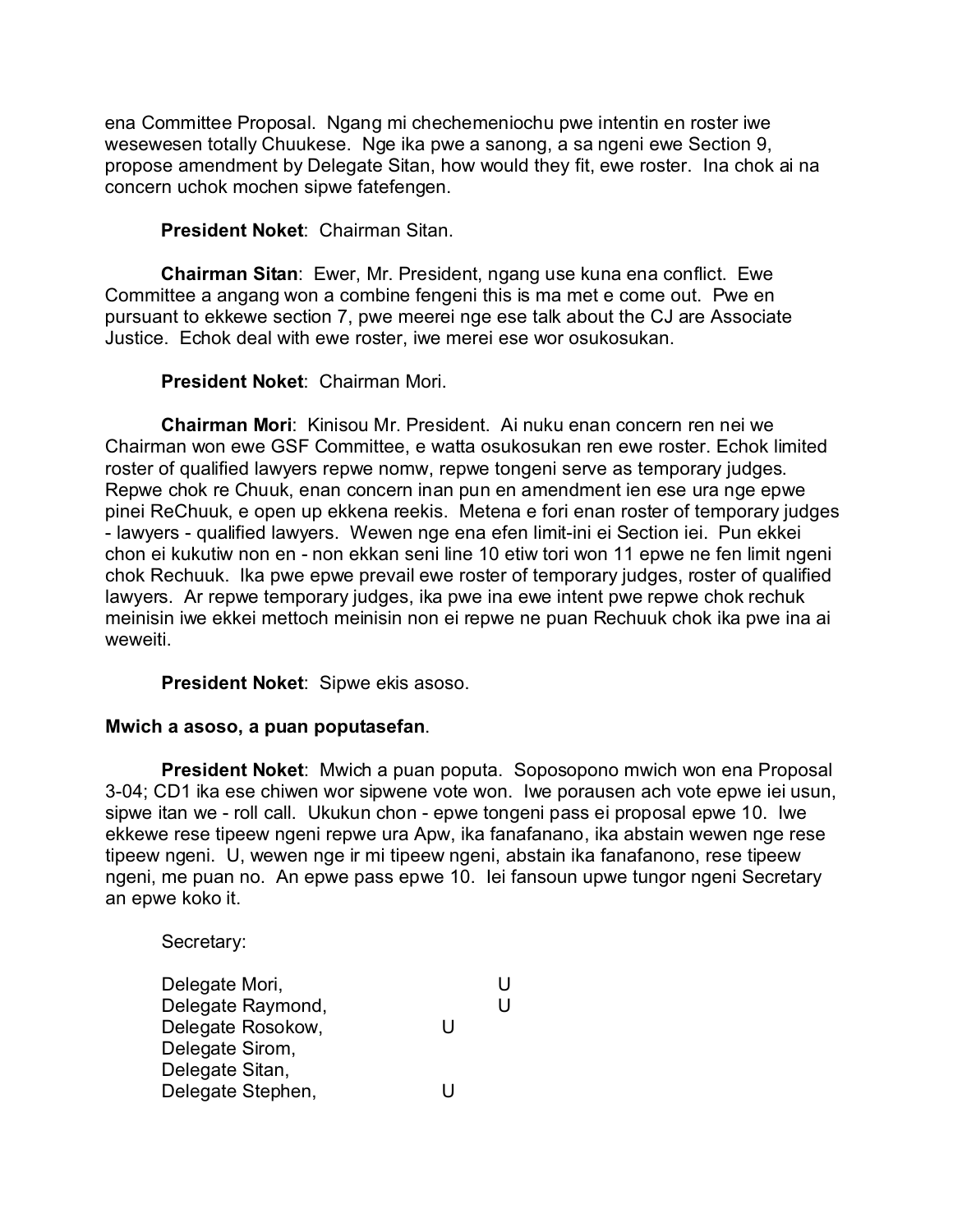ena Committee Proposal. Ngang mi chechemeniochu pwe intentin en roster iwe wesewesen totally Chuukese. Nge ika pwe a sanong, a sa ngeni ewe Section 9, propose amendment by Delegate Sitan, how would they fit, ewe roster. Ina chok ai na concern uchok mochen sipwe fatefengen.

**President Noket**: Chairman Sitan.

**Chairman Sitan**: Ewer, Mr. President, ngang use kuna ena conflict. Ewe Committee a angang won a combine fengeni this is ma met e come out. Pwe en pursuant to ekkewe section 7, pwe meerei nge ese talk about the CJ are Associate Justice. Echok deal with ewe roster, iwe merei ese wor osukosukan.

**President Noket**: Chairman Mori.

**Chairman Mori**: Kinisou Mr. President. Ai nuku enan concern ren nei we Chairman won ewe GSF Committee, e watta osukosukan ren ewe roster. Echok limited roster of qualified lawyers repwe nomw, repwe tongeni serve as temporary judges. Repwe chok re Chuuk, enan concern inan pun en amendment ien ese ura nge epwe pinei ReChuuk, e open up ekkena reekis. Metena e fori enan roster of temporary judges - lawyers - qualified lawyers. Wewen nge ena efen limit-ini ei Section iei. Pun ekkei chon ei kukutiw non en - non ekkan seni line 10 etiw tori won 11 epwe ne fen limit ngeni chok Rechuuk. Ika pwe epwe prevail ewe roster of temporary judges, roster of qualified lawyers. Ar repwe temporary judges, ika pwe ina ewe intent pwe repwe chok rechuk meinisin iwe ekkei mettoch meinisin non ei repwe ne puan Rechuuk chok ika pwe ina ai weweiti.

**President Noket**: Sipwe ekis asoso.

**Mwich a asoso, a puan poputasefan**.

**President Noket**: Mwich a puan poputa. Soposopono mwich won ena Proposal 3-04; CD1 ika ese chiwen wor sipwene vote won. Iwe porausen ach vote epwe iei usun, sipwe itan we - roll call. Ukukun chon - epwe tongeni pass ei proposal epwe 10. Iwe ekkewe rese tipeew ngeni repwe ura Apw, ika fanafanano, ika abstain wewen nge rese tipeew ngeni. U, wewen nge ir mi tipeew ngeni, abstain ika fanafanono, rese tipeew ngeni, me puan no. An epwe pass epwe 10. Iei fansoun upwe tungor ngeni Secretary an epwe koko it.

Secretary:

| | | |
|---|---|---|
| Delegate Mori, | | U |
| Delegate Raymond, | | U |
| Delegate Rosokow, | U | |
| Delegate Sirom, | | |
| Delegate Sitan, | | |
| Delegate Stephen, | U | |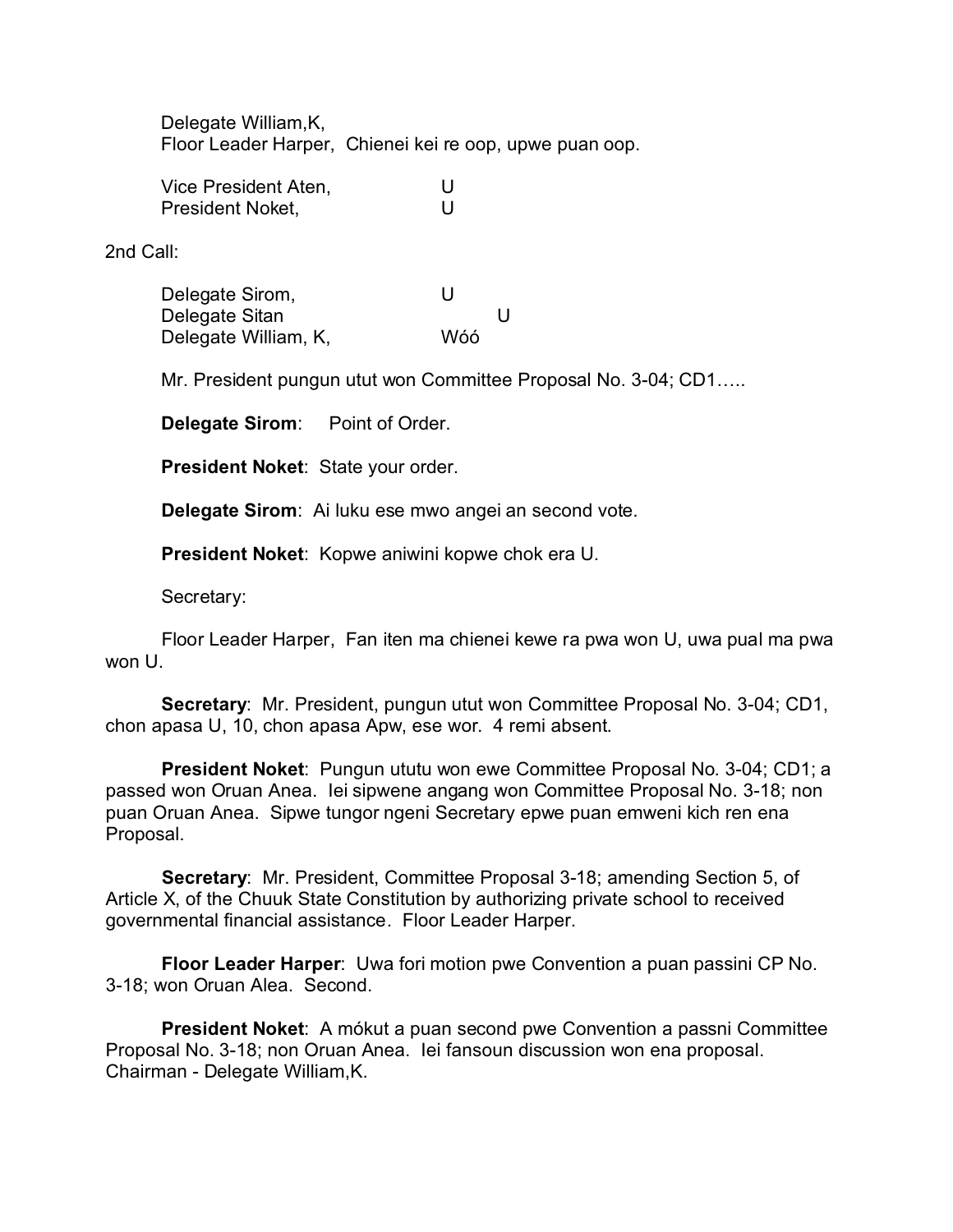Delegate William,K,
Floor Leader Harper, Chienei kei re oop, upwe puan oop.

Vice President Aten, U
President Noket, U

2nd Call:

Delegate Sirom, U
Delegate Sitan U
Delegate William, K, Wóó

Mr. President pungun utut won Committee Proposal No. 3-04; CD1…..

**Delegate Sirom**: Point of Order.

**President Noket**: State your order.

**Delegate Sirom**: Ai luku ese mwo angei an second vote.

**President Noket**: Kopwe aniwini kopwe chok era U.

Secretary:

Floor Leader Harper, Fan iten ma chienei kewe ra pwa won U, uwa pual ma pwa won U.

**Secretary**: Mr. President, pungun utut won Committee Proposal No. 3-04; CD1, chon apasa U, 10, chon apasa Apw, ese wor. 4 remi absent.

**President Noket**: Pungun ututu won ewe Committee Proposal No. 3-04; CD1; a passed won Oruan Anea. Iei sipwene angang won Committee Proposal No. 3-18; non puan Oruan Anea. Sipwe tungor ngeni Secretary epwe puan emweni kich ren ena Proposal.

**Secretary**: Mr. President, Committee Proposal 3-18; amending Section 5, of Article X, of the Chuuk State Constitution by authorizing private school to received governmental financial assistance. Floor Leader Harper.

**Floor Leader Harper**: Uwa fori motion pwe Convention a puan passini CP No. 3-18; won Oruan Alea. Second.

**President Noket**: A mókut a puan second pwe Convention a passni Committee Proposal No. 3-18; non Oruan Anea. Iei fansoun discussion won ena proposal. Chairman - Delegate William,K.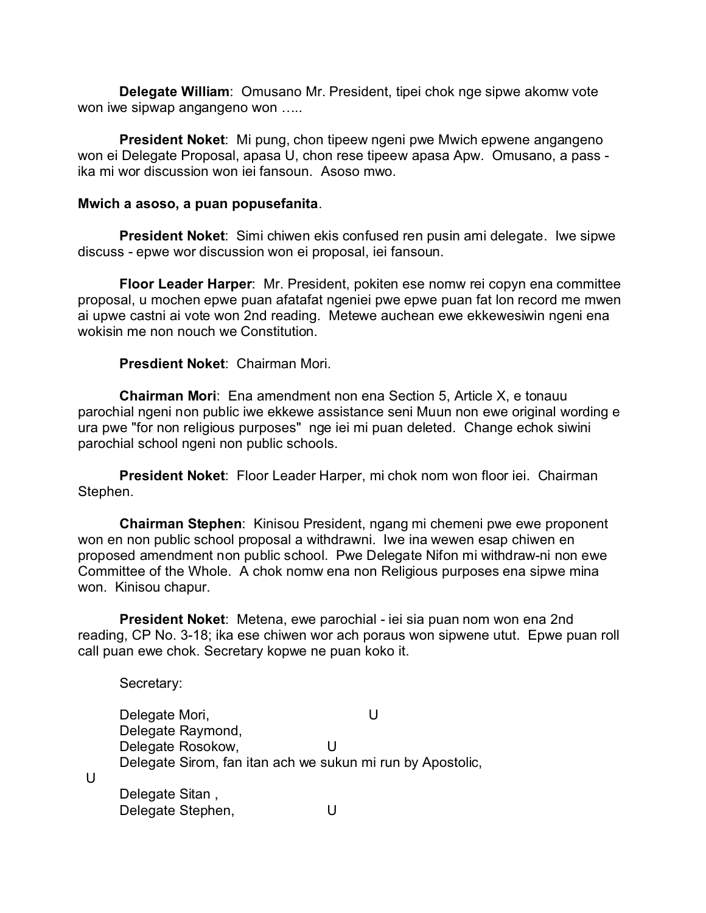**Delegate William**: Omusano Mr. President, tipei chok nge sipwe akomw vote won iwe sipwap angangeno won …..

**President Noket**: Mi pung, chon tipeew ngeni pwe Mwich epwene angangeno won ei Delegate Proposal, apasa U, chon rese tipeew apasa Apw. Omusano, a pass - ika mi wor discussion won iei fansoun. Asoso mwo.

**Mwich a asoso, a puan popusefanita**.

**President Noket**: Simi chiwen ekis confused ren pusin ami delegate. Iwe sipwe discuss - epwe wor discussion won ei proposal, iei fansoun.

**Floor Leader Harper**: Mr. President, pokiten ese nomw rei copyn ena committee proposal, u mochen epwe puan afatafat ngeniei pwe epwe puan fat lon record me mwen ai upwe castni ai vote won 2nd reading. Metewe auchean ewe ekkewesiwin ngeni ena wokisin me non nouch we Constitution.

**Presdient Noket**: Chairman Mori.

**Chairman Mori**: Ena amendment non ena Section 5, Article X, e tonauu parochial ngeni non public iwe ekkewe assistance seni Muun non ewe original wording e ura pwe "for non religious purposes" nge iei mi puan deleted. Change echok siwini parochial school ngeni non public schools.

**President Noket**: Floor Leader Harper, mi chok nom won floor iei. Chairman Stephen.

**Chairman Stephen**: Kinisou President, ngang mi chemeni pwe ewe proponent won en non public school proposal a withdrawni. Iwe ina wewen esap chiwen en proposed amendment non public school. Pwe Delegate Nifon mi withdraw-ni non ewe Committee of the Whole. A chok nomw ena non Religious purposes ena sipwe mina won. Kinisou chapur.

**President Noket**: Metena, ewe parochial - iei sia puan nom won ena 2nd reading, CP No. 3-18; ika ese chiwen wor ach poraus won sipwene utut. Epwe puan roll call puan ewe chok. Secretary kopwe ne puan koko it.

Secretary:

Delegate Mori, U  
Delegate Raymond,  
Delegate Rosokow, U  
Delegate Sirom, fan itan ach we sukun mi run by Apostolic, U  
Delegate Sitan ,  
Delegate Stephen, U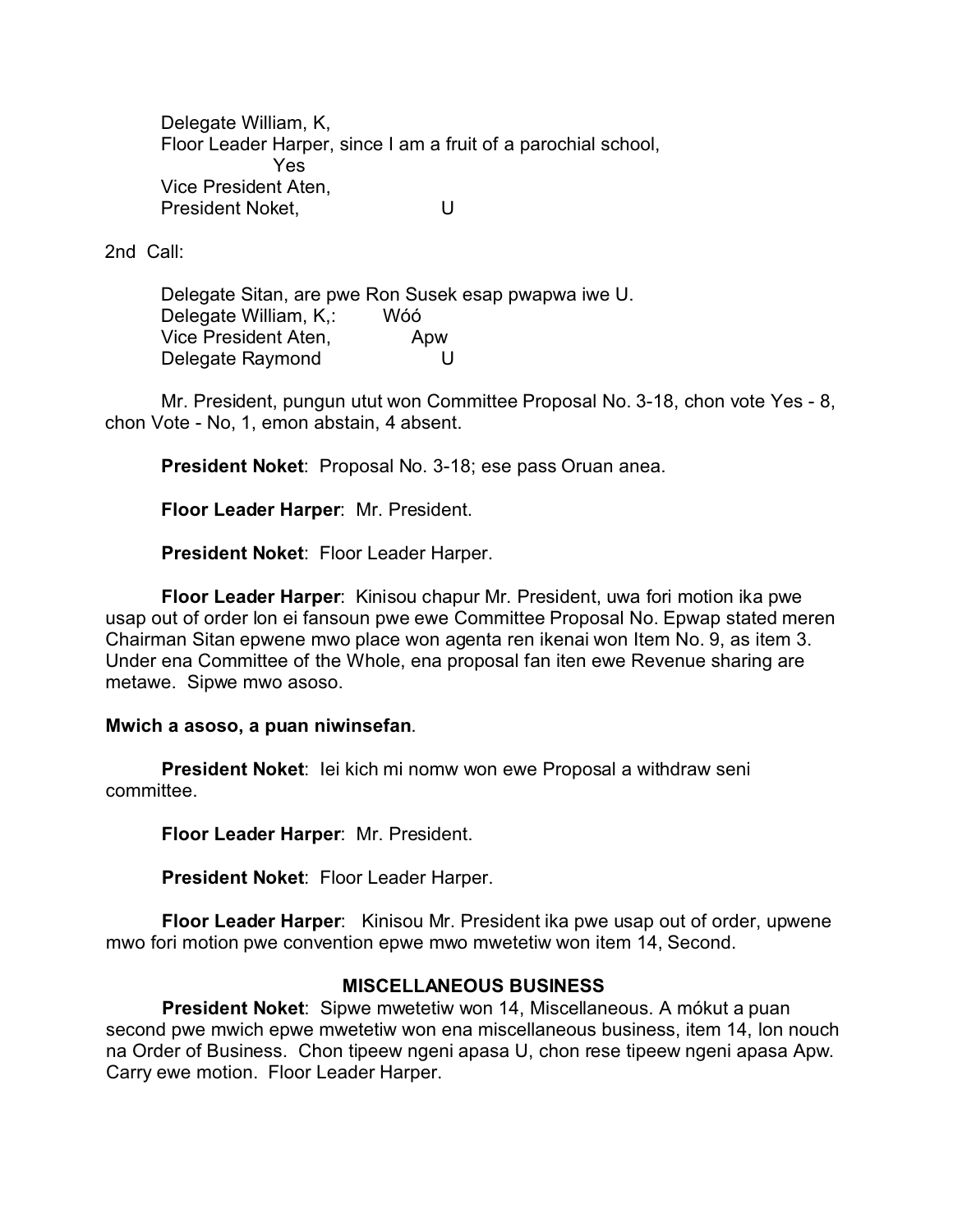Delegate William, K,
Floor Leader Harper, since I am a fruit of a parochial school,
Yes
Vice President Aten,
President Noket, U

2nd Call:

Delegate Sitan, are pwe Ron Susek esap pwapwa iwe U.
Delegate William, K,: Wóó
Vice President Aten, Apw
Delegate Raymond U

Mr. President, pungun utut won Committee Proposal No. 3-18, chon vote Yes - 8, chon Vote - No, 1, emon abstain, 4 absent.

**President Noket**: Proposal No. 3-18; ese pass Oruan anea.

**Floor Leader Harper**: Mr. President.

**President Noket**: Floor Leader Harper.

**Floor Leader Harper**: Kinisou chapur Mr. President, uwa fori motion ika pwe usap out of order lon ei fansoun pwe ewe Committee Proposal No. Epwap stated meren Chairman Sitan epwene mwo place won agenta ren ikenai won Item No. 9, as item 3. Under ena Committee of the Whole, ena proposal fan iten ewe Revenue sharing are metawe. Sipwe mwo asoso.

**Mwich a asoso, a puan niwinsefan**.

**President Noket**: Iei kich mi nomw won ewe Proposal a withdraw seni committee.

**Floor Leader Harper**: Mr. President.

**President Noket**: Floor Leader Harper.

**Floor Leader Harper**: Kinisou Mr. President ika pwe usap out of order, upwene mwo fori motion pwe convention epwe mwo mwetetiw won item 14, Second.

## MISCELLANEOUS BUSINESS

**President Noket**: Sipwe mwetetiw won 14, Miscellaneous. A mókut a puan second pwe mwich epwe mwetetiw won ena miscellaneous business, item 14, lon nouch na Order of Business. Chon tipeew ngeni apasa U, chon rese tipeew ngeni apasa Apw. Carry ewe motion. Floor Leader Harper.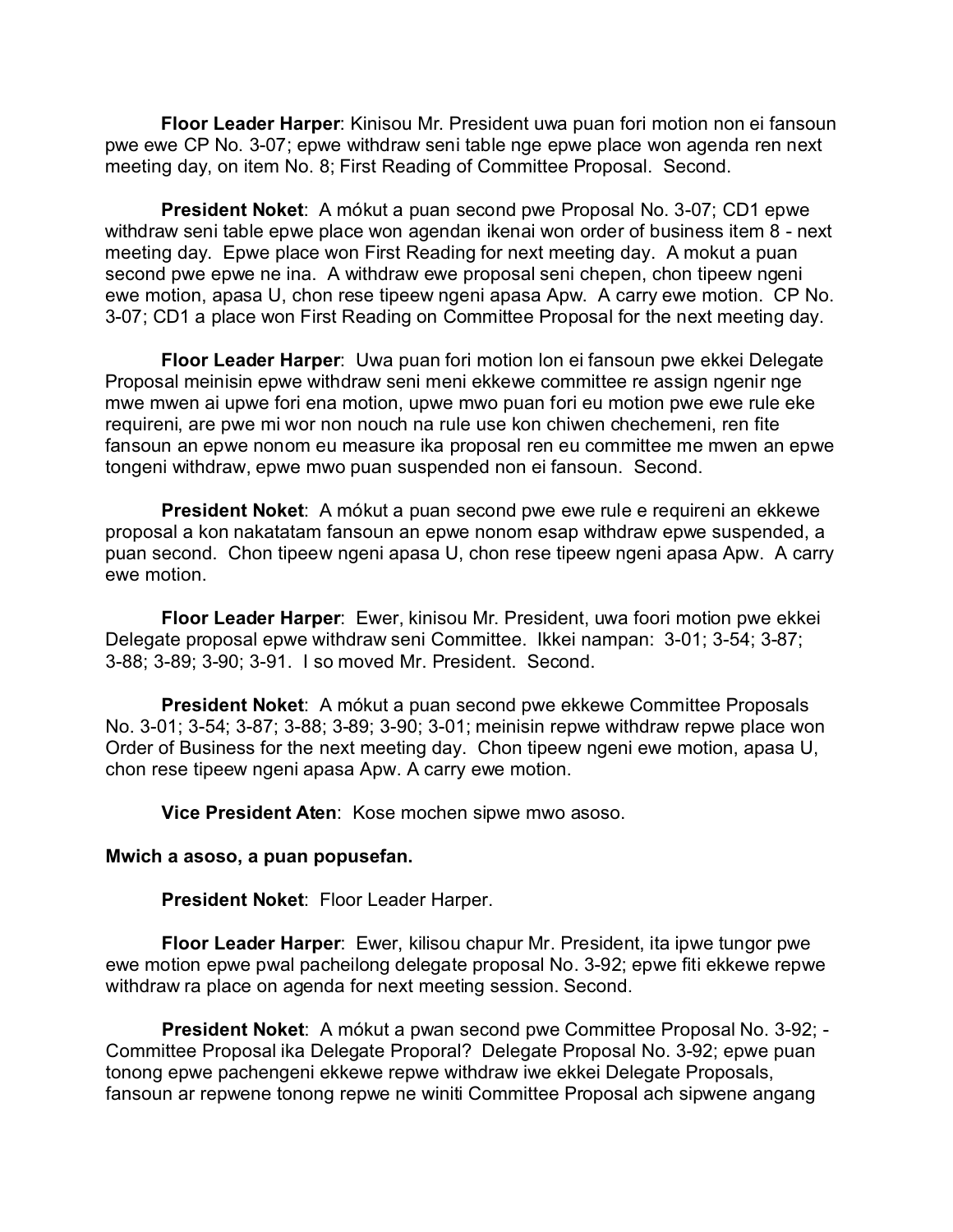**Floor Leader Harper**: Kinisou Mr. President uwa puan fori motion non ei fansoun pwe ewe CP No. 3-07; epwe withdraw seni table nge epwe place won agenda ren next meeting day, on item No. 8; First Reading of Committee Proposal. Second.

**President Noket**: A mókut a puan second pwe Proposal No. 3-07; CD1 epwe withdraw seni table epwe place won agendan ikenai won order of business item 8 - next meeting day. Epwe place won First Reading for next meeting day. A mokut a puan second pwe epwe ne ina. A withdraw ewe proposal seni chepen, chon tipeew ngeni ewe motion, apasa U, chon rese tipeew ngeni apasa Apw. A carry ewe motion. CP No. 3-07; CD1 a place won First Reading on Committee Proposal for the next meeting day.

**Floor Leader Harper**: Uwa puan fori motion lon ei fansoun pwe ekkei Delegate Proposal meinisin epwe withdraw seni meni ekkewe committee re assign ngenir nge mwe mwen ai upwe fori ena motion, upwe mwo puan fori eu motion pwe ewe rule eke requireni, are pwe mi wor non nouch na rule use kon chiwen chechemeni, ren fite fansoun an epwe nonom eu measure ika proposal ren eu committee me mwen an epwe tongeni withdraw, epwe mwo puan suspended non ei fansoun. Second.

**President Noket**: A mókut a puan second pwe ewe rule e requireni an ekkewe proposal a kon nakatatam fansoun an epwe nonom esap withdraw epwe suspended, a puan second. Chon tipeew ngeni apasa U, chon rese tipeew ngeni apasa Apw. A carry ewe motion.

**Floor Leader Harper**: Ewer, kinisou Mr. President, uwa foori motion pwe ekkei Delegate proposal epwe withdraw seni Committee. Ikkei nampan: 3-01; 3-54; 3-87; 3-88; 3-89; 3-90; 3-91. I so moved Mr. President. Second.

**President Noket**: A mókut a puan second pwe ekkewe Committee Proposals No. 3-01; 3-54; 3-87; 3-88; 3-89; 3-90; 3-01; meinisin repwe withdraw repwe place won Order of Business for the next meeting day. Chon tipeew ngeni ewe motion, apasa U, chon rese tipeew ngeni apasa Apw. A carry ewe motion.

**Vice President Aten**: Kose mochen sipwe mwo asoso.

**Mwich a asoso, a puan popusefan.**

**President Noket**: Floor Leader Harper.

**Floor Leader Harper**: Ewer, kilisou chapur Mr. President, ita ipwe tungor pwe ewe motion epwe pwal pacheilong delegate proposal No. 3-92; epwe fiti ekkewe repwe withdraw ra place on agenda for next meeting session. Second.

**President Noket**: A mókut a pwan second pwe Committee Proposal No. 3-92; - Committee Proposal ika Delegate Proporal? Delegate Proposal No. 3-92; epwe puan tonong epwe pachengeni ekkewe repwe withdraw iwe ekkei Delegate Proposals, fansoun ar repwene tonong repwe ne winiti Committee Proposal ach sipwene angang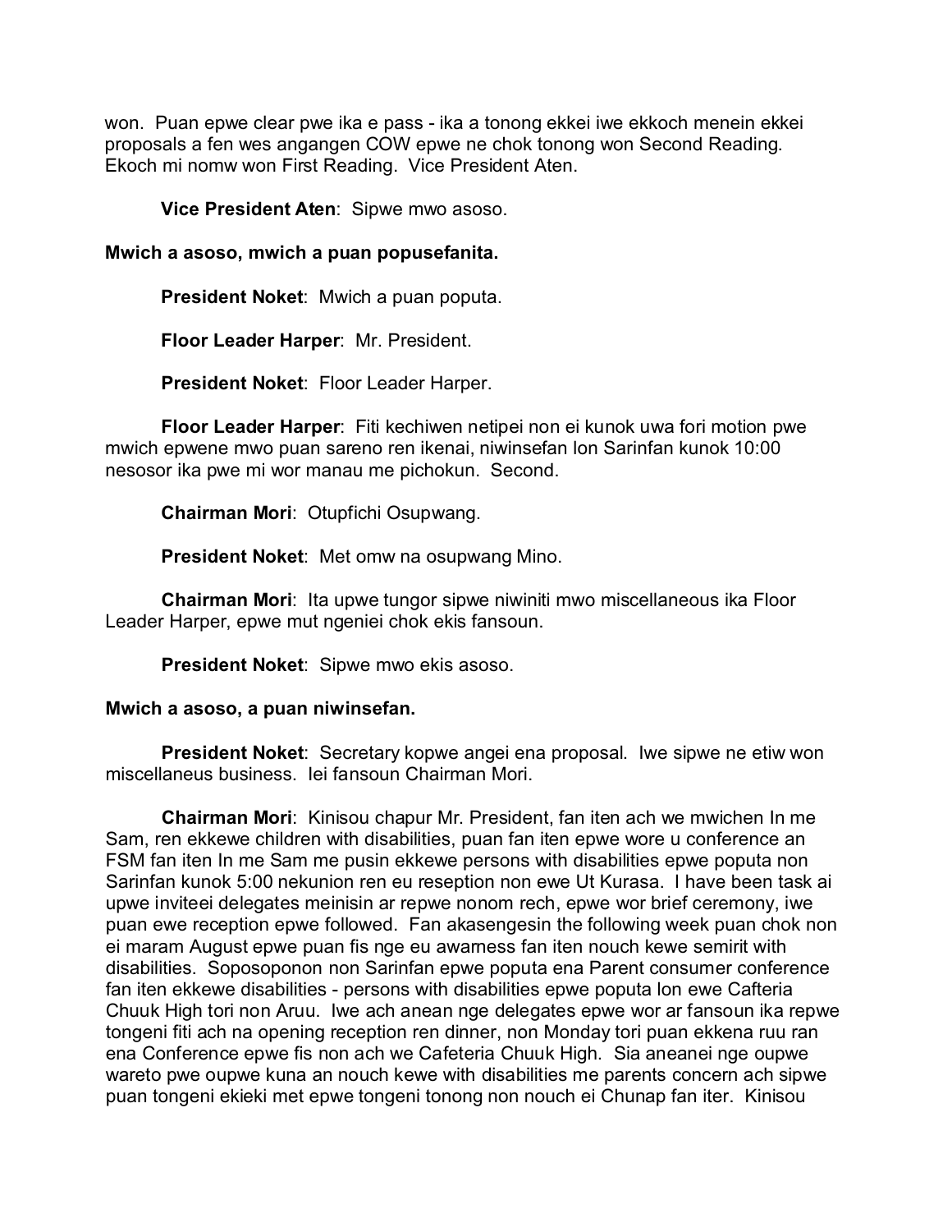won. Puan epwe clear pwe ika e pass - ika a tonong ekkei iwe ekkoch menein ekkei proposals a fen wes angangen COW epwe ne chok tonong won Second Reading. Ekoch mi nomw won First Reading. Vice President Aten.

**Vice President Aten**: Sipwe mwo asoso.

**Mwich a asoso, mwich a puan popusefanita.**

**President Noket**: Mwich a puan poputa.

**Floor Leader Harper**: Mr. President.

**President Noket**: Floor Leader Harper.

**Floor Leader Harper**: Fiti kechiwen netipei non ei kunok uwa fori motion pwe mwich epwene mwo puan sareno ren ikenai, niwinsefan lon Sarinfan kunok 10:00 nesosor ika pwe mi wor manau me pichokun. Second.

**Chairman Mori**: Otupfichi Osupwang.

**President Noket**: Met omw na osupwang Mino.

**Chairman Mori**: Ita upwe tungor sipwe niwiniti mwo miscellaneous ika Floor Leader Harper, epwe mut ngeniei chok ekis fansoun.

**President Noket**: Sipwe mwo ekis asoso.

**Mwich a asoso, a puan niwinsefan.**

**President Noket**: Secretary kopwe angei ena proposal. Iwe sipwe ne etiw won miscellaneus business. Iei fansoun Chairman Mori.

**Chairman Mori**: Kinisou chapur Mr. President, fan iten ach we mwichen In me Sam, ren ekkewe children with disabilities, puan fan iten epwe wore u conference an FSM fan iten In me Sam me pusin ekkewe persons with disabilities epwe poputa non Sarinfan kunok 5:00 nekunion ren eu reseption non ewe Ut Kurasa. I have been task ai upwe inviteei delegates meinisin ar repwe nonom rech, epwe wor brief ceremony, iwe puan ewe reception epwe followed. Fan akasengesin the following week puan chok non ei maram August epwe puan fis nge eu awarness fan iten nouch kewe semirit with disabilities. Soposoponon non Sarinfan epwe poputa ena Parent consumer conference fan iten ekkewe disabilities - persons with disabilities epwe poputa lon ewe Cafteria Chuuk High tori non Aruu. Iwe ach anean nge delegates epwe wor ar fansoun ika repwe tongeni fiti ach na opening reception ren dinner, non Monday tori puan ekkena ruu ran ena Conference epwe fis non ach we Cafeteria Chuuk High. Sia aneanei nge oupwe wareto pwe oupwe kuna an nouch kewe with disabilities me parents concern ach sipwe puan tongeni ekieki met epwe tongeni tonong non nouch ei Chunap fan iter. Kinisou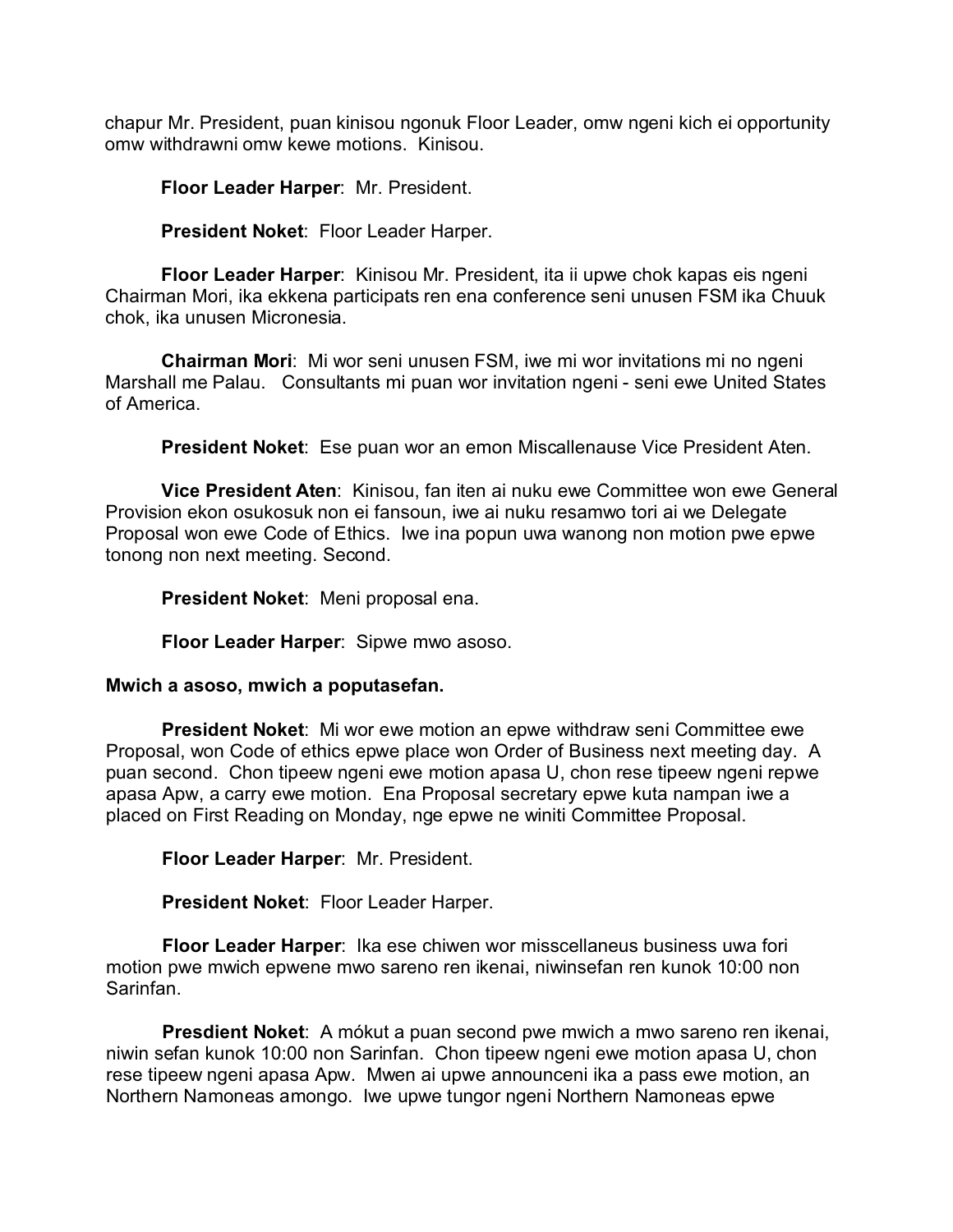chapur Mr. President, puan kinisou ngonuk Floor Leader, omw ngeni kich ei opportunity omw withdrawni omw kewe motions. Kinisou.

**Floor Leader Harper**: Mr. President.

**President Noket**: Floor Leader Harper.

**Floor Leader Harper**: Kinisou Mr. President, ita ii upwe chok kapas eis ngeni Chairman Mori, ika ekkena participats ren ena conference seni unusen FSM ika Chuuk chok, ika unusen Micronesia.

**Chairman Mori**: Mi wor seni unusen FSM, iwe mi wor invitations mi no ngeni Marshall me Palau. Consultants mi puan wor invitation ngeni - seni ewe United States of America.

**President Noket**: Ese puan wor an emon Miscallenause Vice President Aten.

**Vice President Aten**: Kinisou, fan iten ai nuku ewe Committee won ewe General Provision ekon osukosuk non ei fansoun, iwe ai nuku resamwo tori ai we Delegate Proposal won ewe Code of Ethics. Iwe ina popun uwa wanong non motion pwe epwe tonong non next meeting. Second.

**President Noket**: Meni proposal ena.

**Floor Leader Harper**: Sipwe mwo asoso.

**Mwich a asoso, mwich a poputasefan.**

**President Noket**: Mi wor ewe motion an epwe withdraw seni Committee ewe Proposal, won Code of ethics epwe place won Order of Business next meeting day. A puan second. Chon tipeew ngeni ewe motion apasa U, chon rese tipeew ngeni repwe apasa Apw, a carry ewe motion. Ena Proposal secretary epwe kuta nampan iwe a placed on First Reading on Monday, nge epwe ne winiti Committee Proposal.

**Floor Leader Harper**: Mr. President.

**President Noket**: Floor Leader Harper.

**Floor Leader Harper**: Ika ese chiwen wor misscellaneus business uwa fori motion pwe mwich epwene mwo sareno ren ikenai, niwinsefan ren kunok 10:00 non Sarinfan.

**Presdient Noket**: A mókut a puan second pwe mwich a mwo sareno ren ikenai, niwin sefan kunok 10:00 non Sarinfan. Chon tipeew ngeni ewe motion apasa U, chon rese tipeew ngeni apasa Apw. Mwen ai upwe announceni ika a pass ewe motion, an Northern Namoneas amongo. Iwe upwe tungor ngeni Northern Namoneas epwe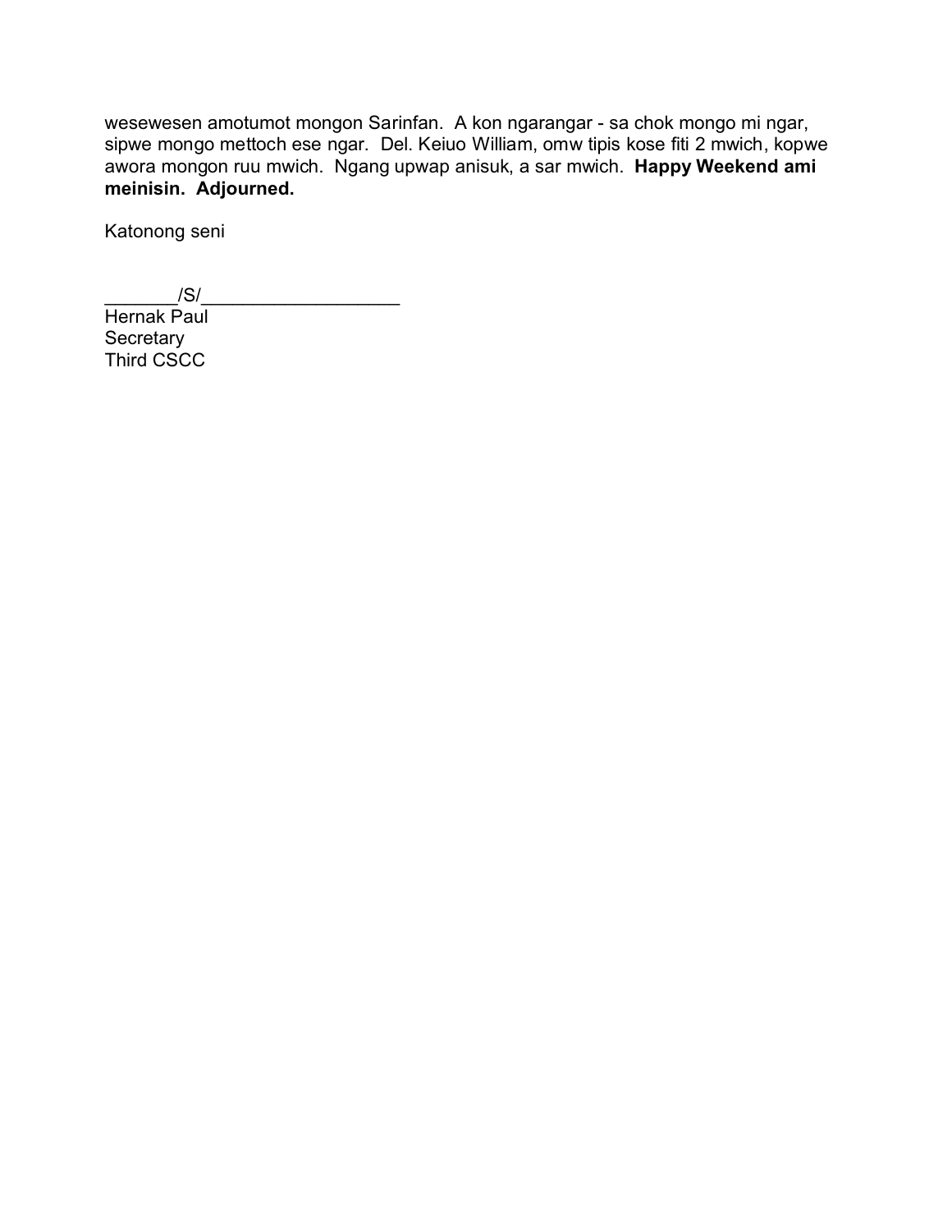wesewesen amotumot mongon Sarinfan. A kon ngarangar - sa chok mongo mi ngar, sipwe mongo mettoch ese ngar. Del. Keiuo William, omw tipis kose fiti 2 mwich, kopwe awora mongon ruu mwich. Ngang upwap anisuk, a sar mwich. **Happy Weekend ami meinisin. Adjourned.**

Katonong seni

_______/S/___________________
Hernak Paul
Secretary
Third CSCC